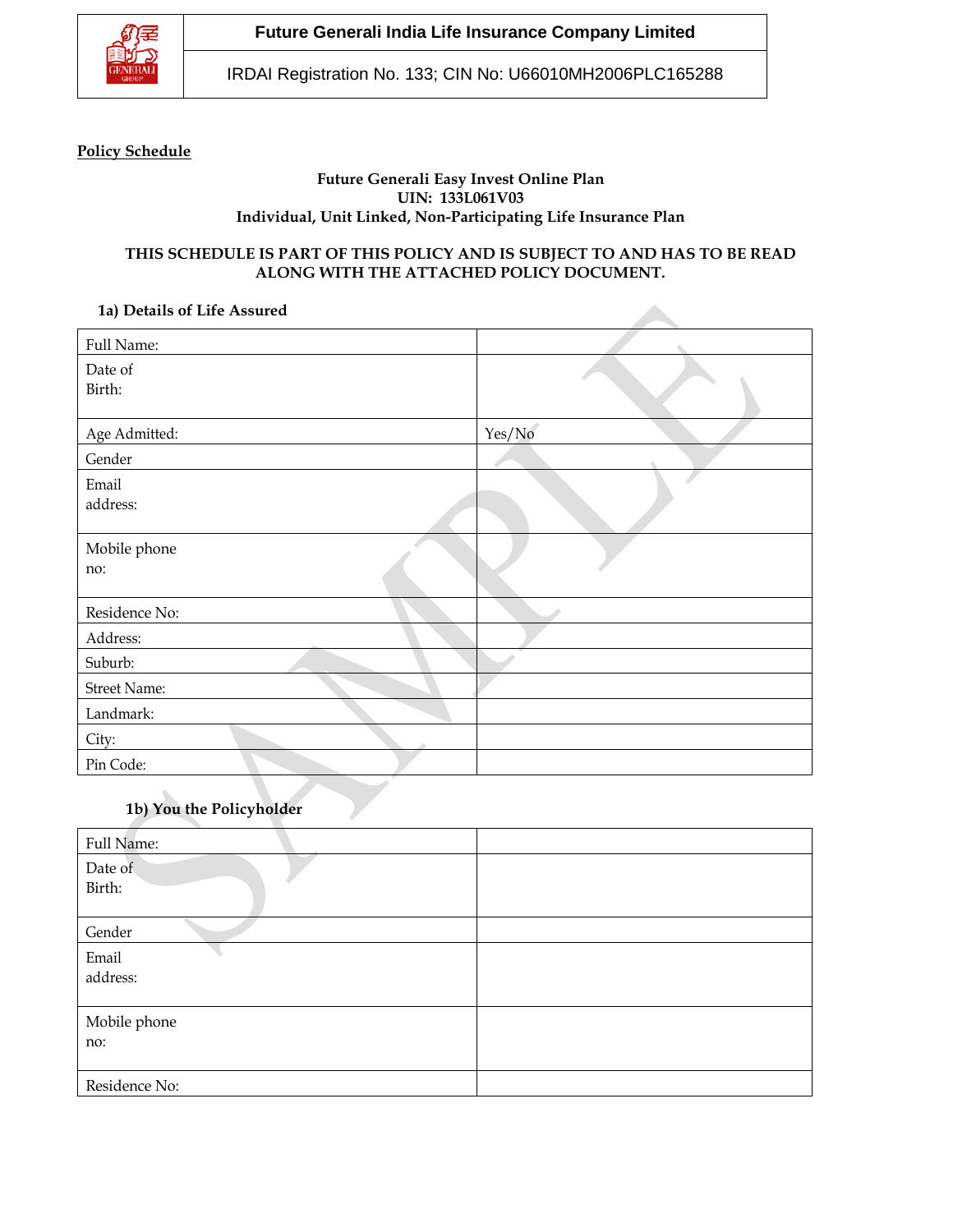| Future Generali India Life Insurance Company Limited |
|---|
| IRDAI Registration No. 133; CIN No: U66010MH2006PLC165288 |

**Policy Schedule**

**Future Generali Easy Invest Online Plan**
**UIN: 133L061V03**
**Individual, Unit Linked, Non-Participating Life Insurance Plan**

**THIS SCHEDULE IS PART OF THIS POLICY AND IS SUBJECT TO AND HAS TO BE READ ALONG WITH THE ATTACHED POLICY DOCUMENT.**

**1a) Details of Life Assured**

| Full Name: | |
|---|---|
| Date of Birth: | |
| Age Admitted: | Yes/No |
| Gender | |
| Email address: | |
| Mobile phone no: | |
| Residence No: | |
| Address: | |
| Suburb: | |
| Street Name: | |
| Landmark: | |
| City: | |
| Pin Code: | |

**1b) You the Policyholder**

| Full Name: | |
|---|---|
| Date of Birth: | |
| Gender | |
| Email address: | |
| Mobile phone no: | |
| Residence No: | |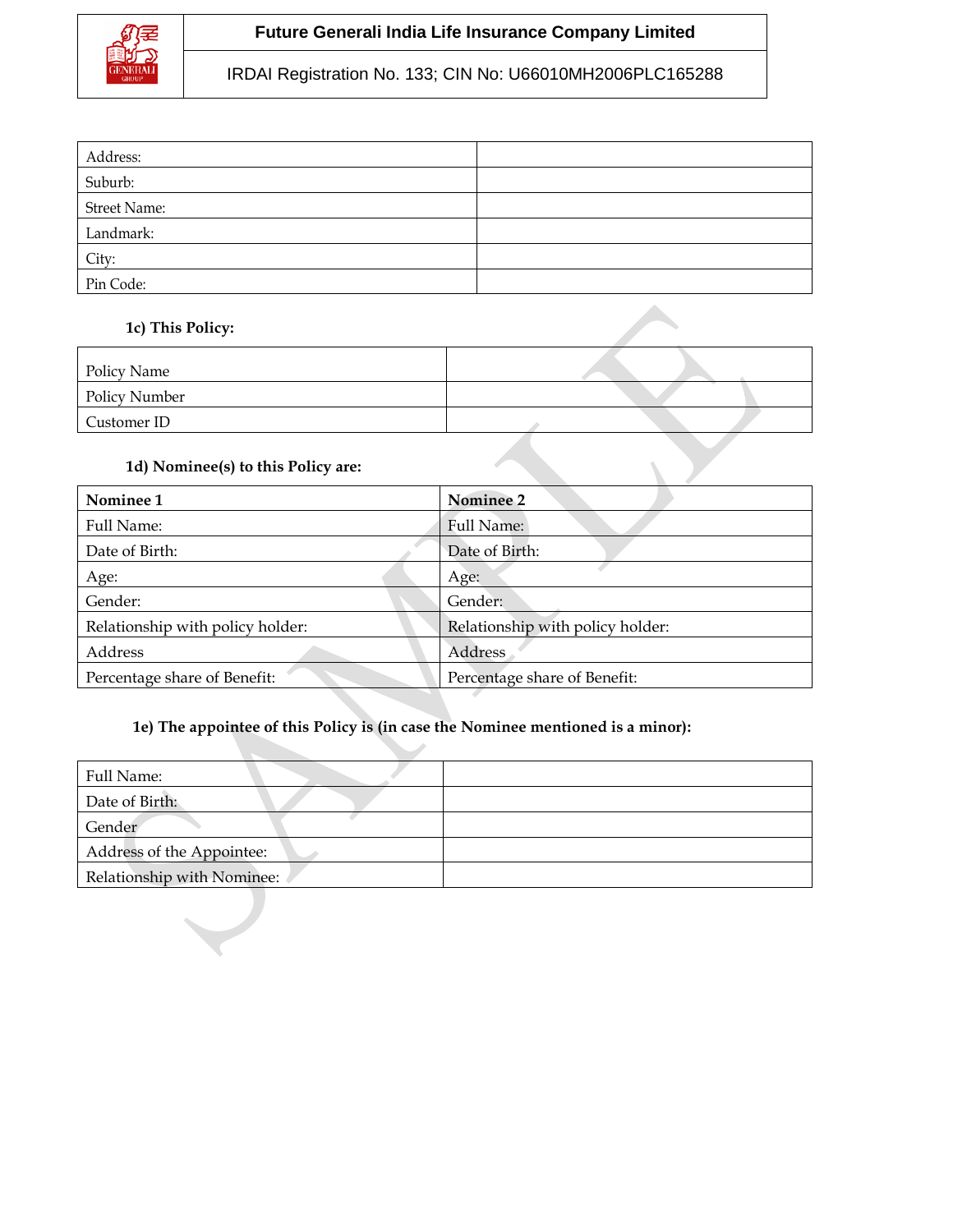| Future Generali India Life Insurance Company Limited |
| --- |
| IRDAI Registration No. 133; CIN No: U66010MH2006PLC165288 |

| Address: | |
| --- | --- |
| Suburb: | |
| Street Name: | |
| Landmark: | |
| City: | |
| Pin Code: | |

**1c) This Policy:**

| Policy Name | |
| --- | --- |
| Policy Number | |
| Customer ID | |

**1d) Nominee(s) to this Policy are:**

| **Nominee 1** | **Nominee 2** |
| --- | --- |
| Full Name: | Full Name: |
| Date of Birth: | Date of Birth: |
| Age: | Age: |
| Gender: | Gender: |
| Relationship with policy holder: | Relationship with policy holder: |
| Address | Address |
| Percentage share of Benefit: | Percentage share of Benefit: |

**1e) The appointee of this Policy is (in case the Nominee mentioned is a minor):**

| Full Name: | |
| --- | --- |
| Date of Birth: | |
| Gender | |
| Address of the Appointee: | |
| Relationship with Nominee: | |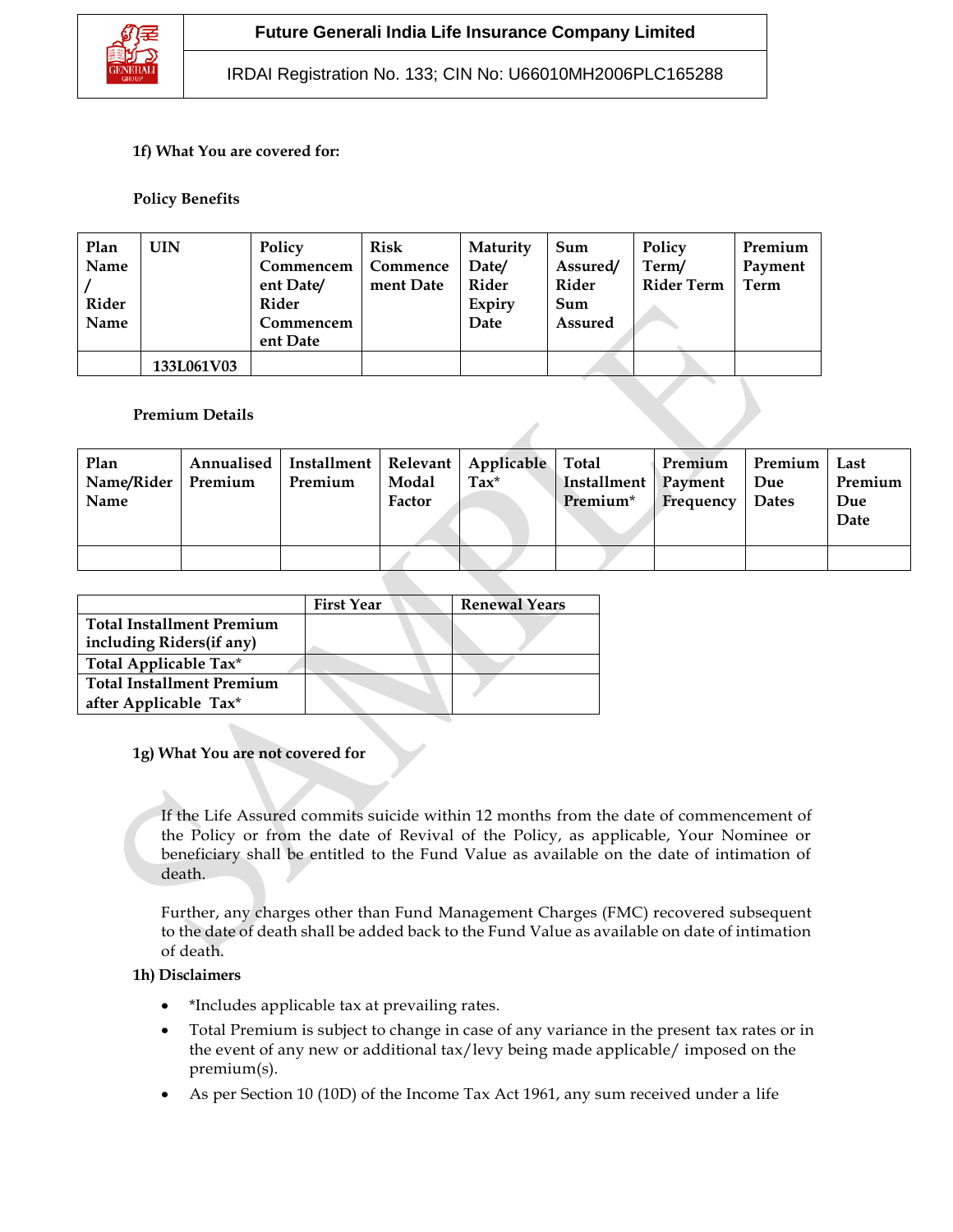### 1f) What You are covered for:

**Policy Benefits**

| Plan Name / Rider Name | UIN | Policy Commencement Date/ Rider Commencement Date | Risk Commencement Date | Maturity Date/ Rider Expiry Date | Sum Assured/ Rider Sum Assured | Policy Term/ Rider Term | Premium Payment Term |
|---|---|---|---|---|---|---|---|
| | 133L061V03 | | | | | | |

**Premium Details**

| Plan Name/Rider Name | Annualised Premium | Installment Premium | Relevant Modal Factor | Applicable Tax* | Total Installment Premium* | Premium Payment Frequency | Premium Due Dates | Last Premium Due Date |
|---|---|---|---|---|---|---|---|---|
| | | | | | | | | |

| | First Year | Renewal Years |
|---|---|---|
| Total Installment Premium including Riders(if any) | | |
| Total Applicable Tax* | | |
| Total Installment Premium after Applicable Tax* | | |

### 1g) What You are not covered for

If the Life Assured commits suicide within 12 months from the date of commencement of the Policy or from the date of Revival of the Policy, as applicable, Your Nominee or beneficiary shall be entitled to the Fund Value as available on the date of intimation of death.

Further, any charges other than Fund Management Charges (FMC) recovered subsequent to the date of death shall be added back to the Fund Value as available on date of intimation of death.

### 1h) Disclaimers

- *Includes applicable tax at prevailing rates.
- Total Premium is subject to change in case of any variance in the present tax rates or in the event of any new or additional tax/levy being made applicable/ imposed on the premium(s).
- As per Section 10 (10D) of the Income Tax Act 1961, any sum received under a life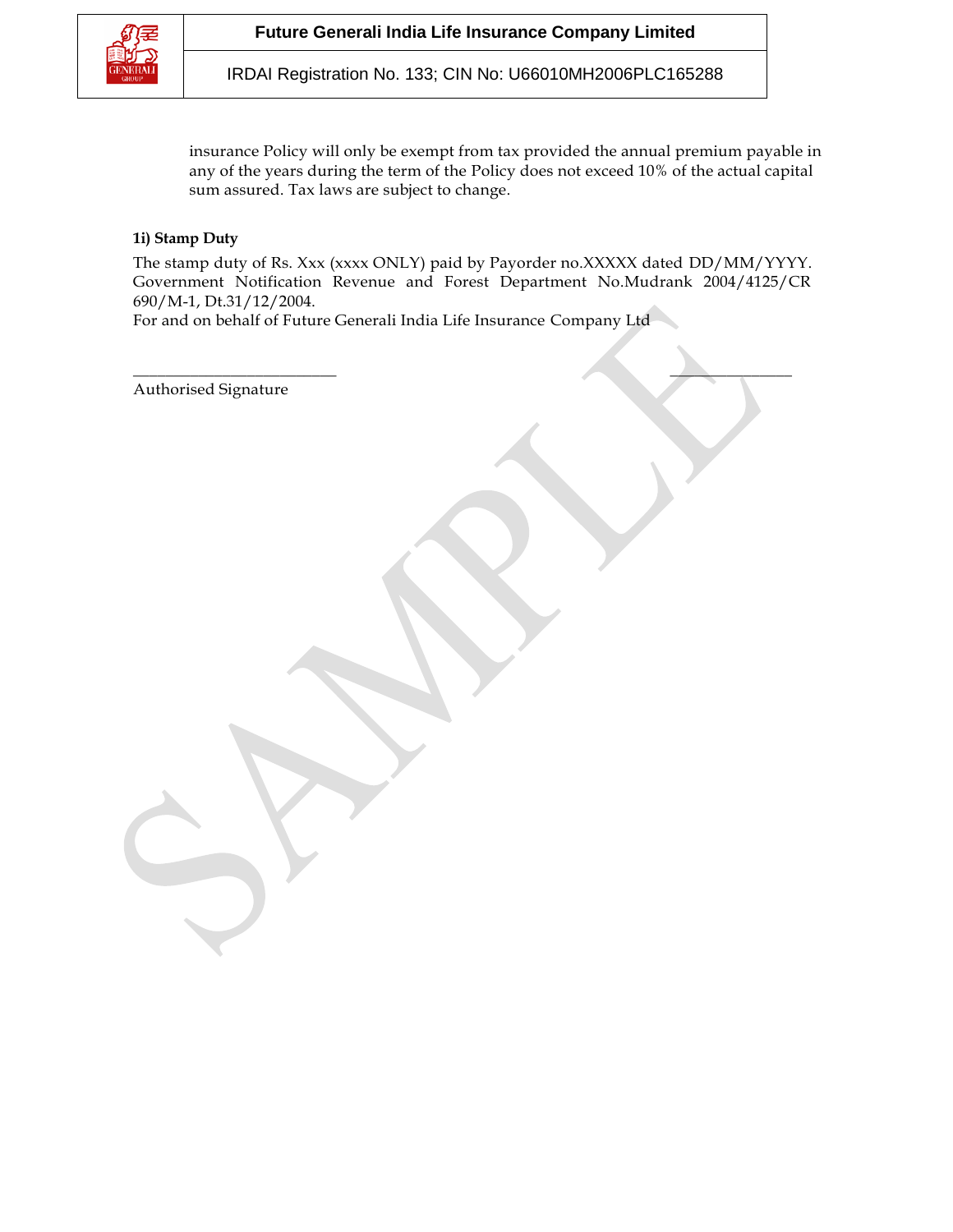insurance Policy will only be exempt from tax provided the annual premium payable in any of the years during the term of the Policy does not exceed 10% of the actual capital sum assured. Tax laws are subject to change.

**1i) Stamp Duty**

The stamp duty of Rs. Xxx (xxxx ONLY) paid by Payorder no.XXXXX dated DD/MM/YYYY. Government Notification Revenue and Forest Department No.Mudrank 2004/4125/CR 690/M-1, Dt.31/12/2004.

For and on behalf of Future Generali India Life Insurance Company Ltd

___________________________ _________________

Authorised Signature